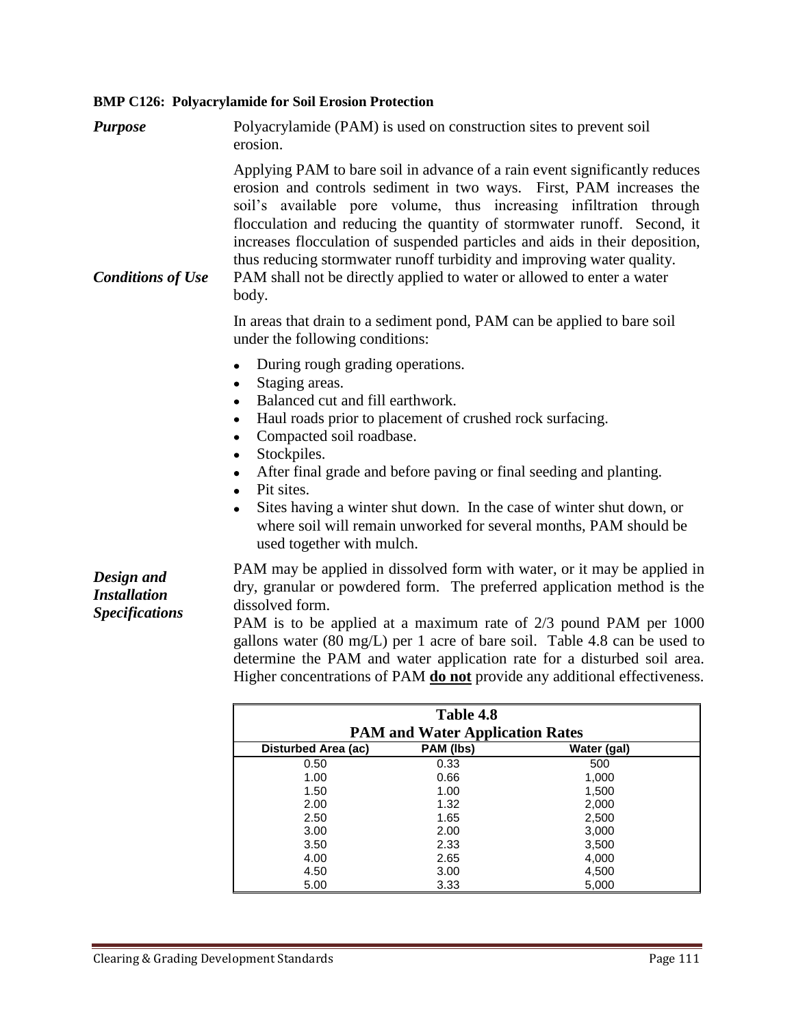### BMP C126: Polyacrylamide for Soil Erosion Protection

***Purpose***

Polyacrylamide (PAM) is used on construction sites to prevent soil erosion.

Applying PAM to bare soil in advance of a rain event significantly reduces erosion and controls sediment in two ways. First, PAM increases the soil's available pore volume, thus increasing infiltration through flocculation and reducing the quantity of stormwater runoff. Second, it increases flocculation of suspended particles and aids in their deposition, thus reducing stormwater runoff turbidity and improving water quality.

***Conditions of Use***

PAM shall not be directly applied to water or allowed to enter a water body.

In areas that drain to a sediment pond, PAM can be applied to bare soil under the following conditions:

- During rough grading operations.
- Staging areas.
- Balanced cut and fill earthwork.
- Haul roads prior to placement of crushed rock surfacing.
- Compacted soil roadbase.
- Stockpiles.
- After final grade and before paving or final seeding and planting.
- Pit sites.
- Sites having a winter shut down. In the case of winter shut down, or where soil will remain unworked for several months, PAM should be used together with mulch.

***Design and Installation Specifications***

PAM may be applied in dissolved form with water, or it may be applied in dry, granular or powdered form. The preferred application method is the dissolved form.

PAM is to be applied at a maximum rate of 2/3 pound PAM per 1000 gallons water (80 mg/L) per 1 acre of bare soil. Table 4.8 can be used to determine the PAM and water application rate for a disturbed soil area. Higher concentrations of PAM **do not** provide any additional effectiveness.

**Table 4.8**
**PAM and Water Application Rates**

| Disturbed Area (ac) | PAM (lbs) | Water (gal) |
|---|---|---|
| 0.50 | 0.33 | 500 |
| 1.00 | 0.66 | 1,000 |
| 1.50 | 1.00 | 1,500 |
| 2.00 | 1.32 | 2,000 |
| 2.50 | 1.65 | 2,500 |
| 3.00 | 2.00 | 3,000 |
| 3.50 | 2.33 | 3,500 |
| 4.00 | 2.65 | 4,000 |
| 4.50 | 3.00 | 4,500 |
| 5.00 | 3.33 | 5,000 |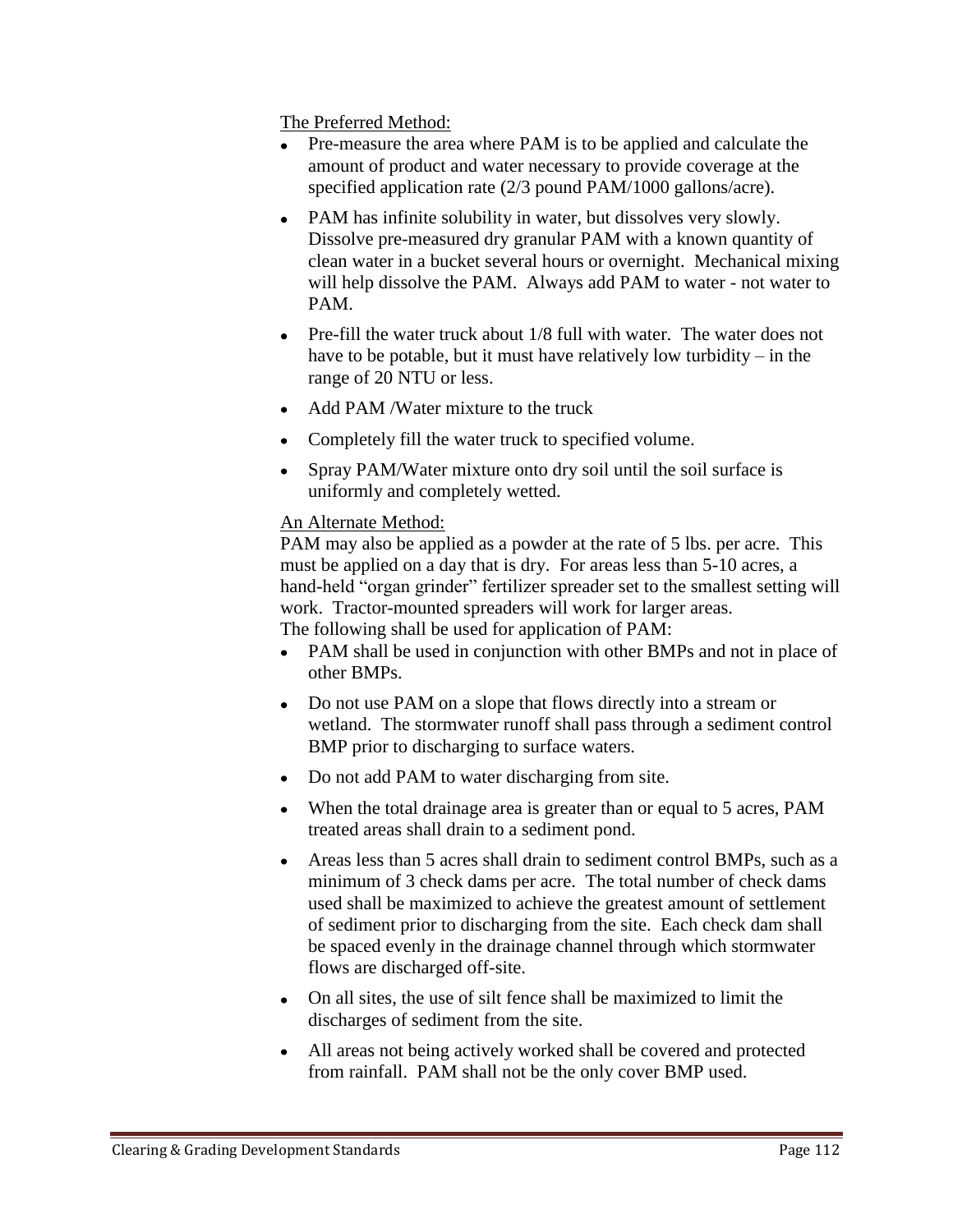<u>The Preferred Method:</u>

- Pre-measure the area where PAM is to be applied and calculate the amount of product and water necessary to provide coverage at the specified application rate (2/3 pound PAM/1000 gallons/acre).
- PAM has infinite solubility in water, but dissolves very slowly. Dissolve pre-measured dry granular PAM with a known quantity of clean water in a bucket several hours or overnight. Mechanical mixing will help dissolve the PAM. Always add PAM to water - not water to PAM.
- Pre-fill the water truck about 1/8 full with water. The water does not have to be potable, but it must have relatively low turbidity – in the range of 20 NTU or less.
- Add PAM /Water mixture to the truck
- Completely fill the water truck to specified volume.
- Spray PAM/Water mixture onto dry soil until the soil surface is uniformly and completely wetted.

<u>An Alternate Method:</u>

PAM may also be applied as a powder at the rate of 5 lbs. per acre. This must be applied on a day that is dry. For areas less than 5-10 acres, a hand-held "organ grinder" fertilizer spreader set to the smallest setting will work. Tractor-mounted spreaders will work for larger areas.

The following shall be used for application of PAM:

- PAM shall be used in conjunction with other BMPs and not in place of other BMPs.
- Do not use PAM on a slope that flows directly into a stream or wetland. The stormwater runoff shall pass through a sediment control BMP prior to discharging to surface waters.
- Do not add PAM to water discharging from site.
- When the total drainage area is greater than or equal to 5 acres, PAM treated areas shall drain to a sediment pond.
- Areas less than 5 acres shall drain to sediment control BMPs, such as a minimum of 3 check dams per acre. The total number of check dams used shall be maximized to achieve the greatest amount of settlement of sediment prior to discharging from the site. Each check dam shall be spaced evenly in the drainage channel through which stormwater flows are discharged off-site.
- On all sites, the use of silt fence shall be maximized to limit the discharges of sediment from the site.
- All areas not being actively worked shall be covered and protected from rainfall. PAM shall not be the only cover BMP used.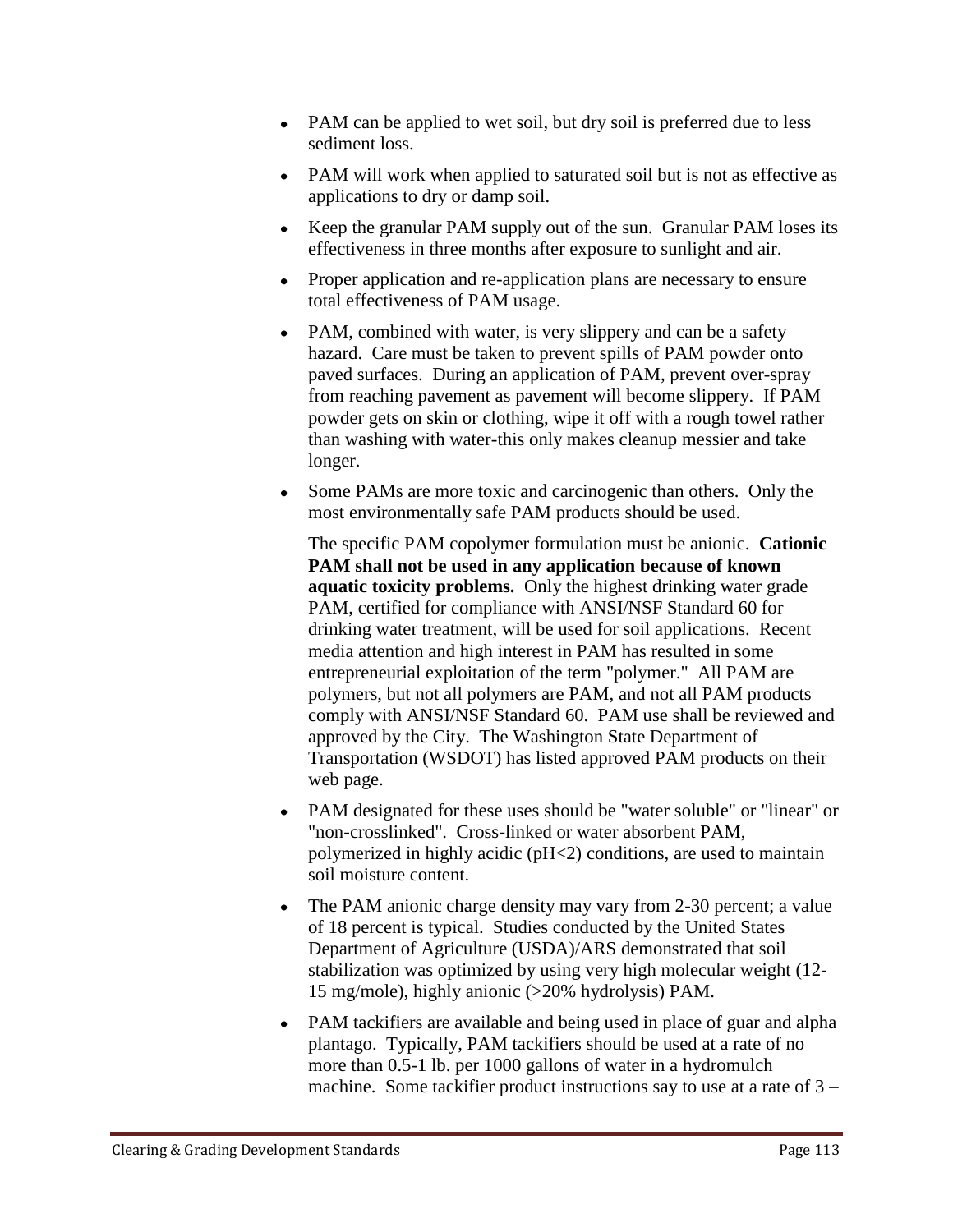- PAM can be applied to wet soil, but dry soil is preferred due to less sediment loss.
- PAM will work when applied to saturated soil but is not as effective as applications to dry or damp soil.
- Keep the granular PAM supply out of the sun. Granular PAM loses its effectiveness in three months after exposure to sunlight and air.
- Proper application and re-application plans are necessary to ensure total effectiveness of PAM usage.
- PAM, combined with water, is very slippery and can be a safety hazard. Care must be taken to prevent spills of PAM powder onto paved surfaces. During an application of PAM, prevent over-spray from reaching pavement as pavement will become slippery. If PAM powder gets on skin or clothing, wipe it off with a rough towel rather than washing with water-this only makes cleanup messier and take longer.
- Some PAMs are more toxic and carcinogenic than others. Only the most environmentally safe PAM products should be used.

  The specific PAM copolymer formulation must be anionic. **Cationic PAM shall not be used in any application because of known aquatic toxicity problems.** Only the highest drinking water grade PAM, certified for compliance with ANSI/NSF Standard 60 for drinking water treatment, will be used for soil applications. Recent media attention and high interest in PAM has resulted in some entrepreneurial exploitation of the term "polymer." All PAM are polymers, but not all polymers are PAM, and not all PAM products comply with ANSI/NSF Standard 60. PAM use shall be reviewed and approved by the City. The Washington State Department of Transportation (WSDOT) has listed approved PAM products on their web page.
- PAM designated for these uses should be "water soluble" or "linear" or "non-crosslinked". Cross-linked or water absorbent PAM, polymerized in highly acidic (pH<2) conditions, are used to maintain soil moisture content.
- The PAM anionic charge density may vary from 2-30 percent; a value of 18 percent is typical. Studies conducted by the United States Department of Agriculture (USDA)/ARS demonstrated that soil stabilization was optimized by using very high molecular weight (12-15 mg/mole), highly anionic (>20% hydrolysis) PAM.
- PAM tackifiers are available and being used in place of guar and alpha plantago. Typically, PAM tackifiers should be used at a rate of no more than 0.5-1 lb. per 1000 gallons of water in a hydromulch machine. Some tackifier product instructions say to use at a rate of 3 –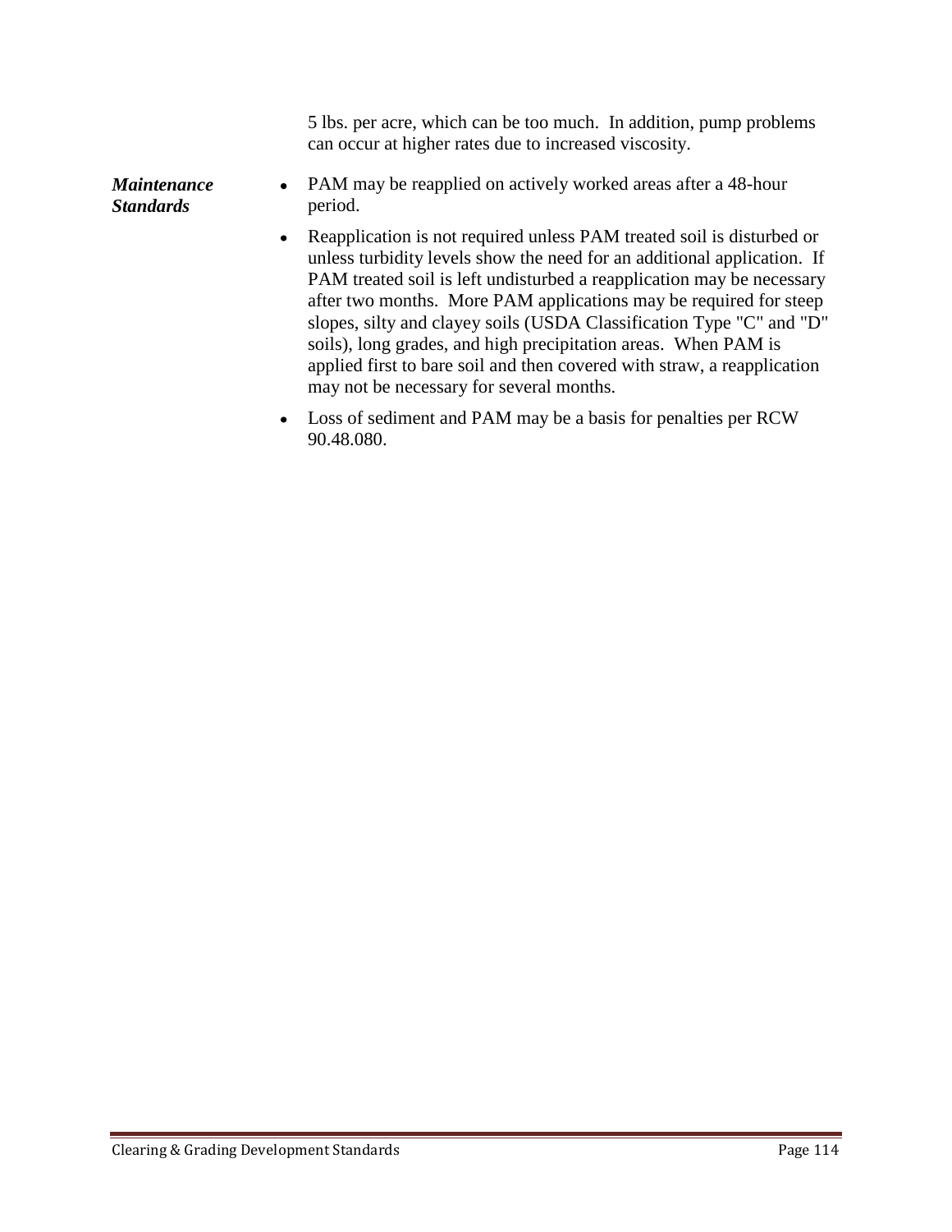5 lbs. per acre, which can be too much. In addition, pump problems can occur at higher rates due to increased viscosity.

***Maintenance Standards***

- PAM may be reapplied on actively worked areas after a 48-hour period.
- Reapplication is not required unless PAM treated soil is disturbed or unless turbidity levels show the need for an additional application. If PAM treated soil is left undisturbed a reapplication may be necessary after two months. More PAM applications may be required for steep slopes, silty and clayey soils (USDA Classification Type "C" and "D" soils), long grades, and high precipitation areas. When PAM is applied first to bare soil and then covered with straw, a reapplication may not be necessary for several months.
- Loss of sediment and PAM may be a basis for penalties per RCW 90.48.080.